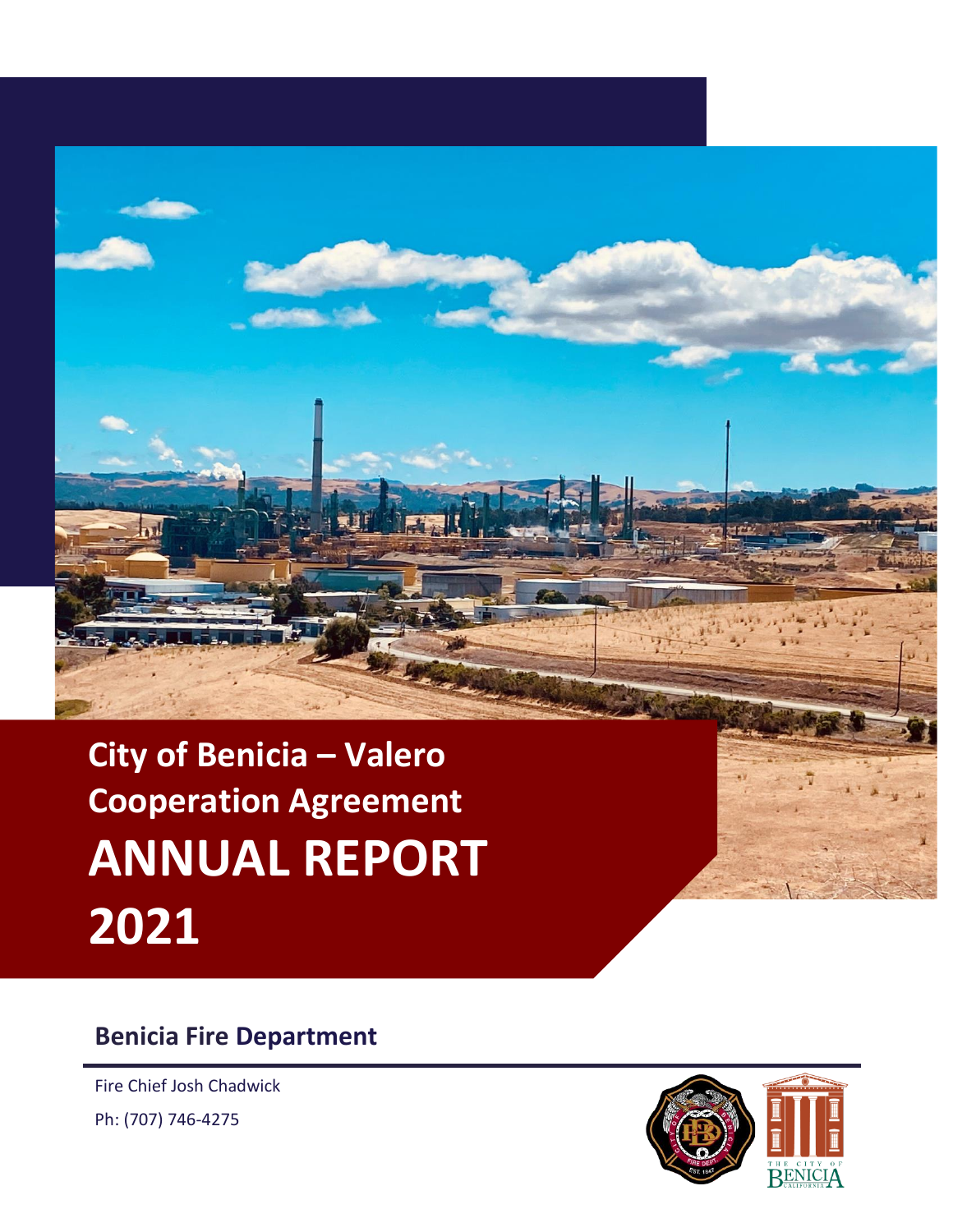# City of Benicia – Valero Cooperation Agreement

# ANNUAL REPORT 2021

## Benicia Fire Department

Fire Chief Josh Chadwick

Ph: (707) 746-4275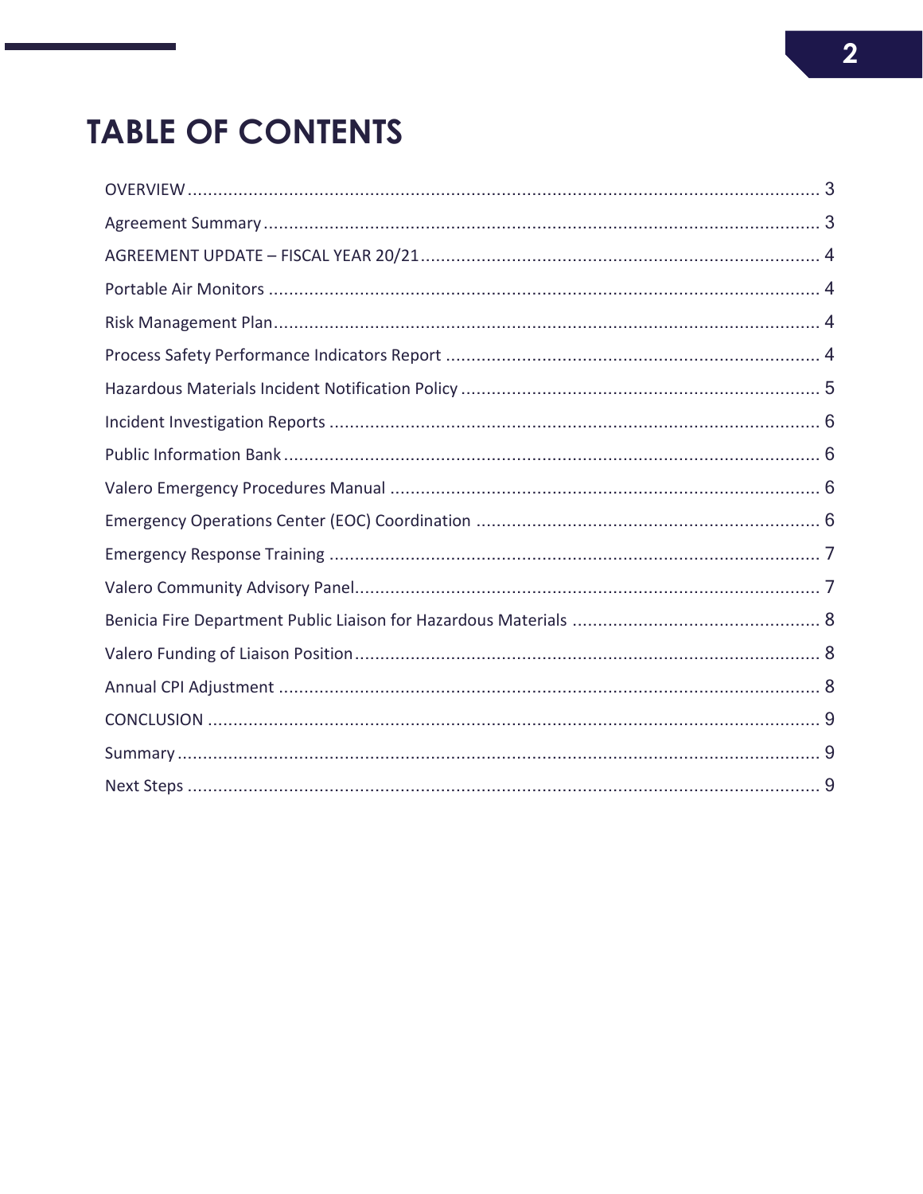# TABLE OF CONTENTS

OVERVIEW .......... 3

Agreement Summary .......... 3

AGREEMENT UPDATE – FISCAL YEAR 20/21 .......... 4

Portable Air Monitors .......... 4

Risk Management Plan .......... 4

Process Safety Performance Indicators Report .......... 4

Hazardous Materials Incident Notification Policy .......... 5

Incident Investigation Reports .......... 6

Public Information Bank .......... 6

Valero Emergency Procedures Manual .......... 6

Emergency Operations Center (EOC) Coordination .......... 6

Emergency Response Training .......... 7

Valero Community Advisory Panel .......... 7

Benicia Fire Department Public Liaison for Hazardous Materials .......... 8

Valero Funding of Liaison Position .......... 8

Annual CPI Adjustment .......... 8

CONCLUSION .......... 9

Summary .......... 9

Next Steps .......... 9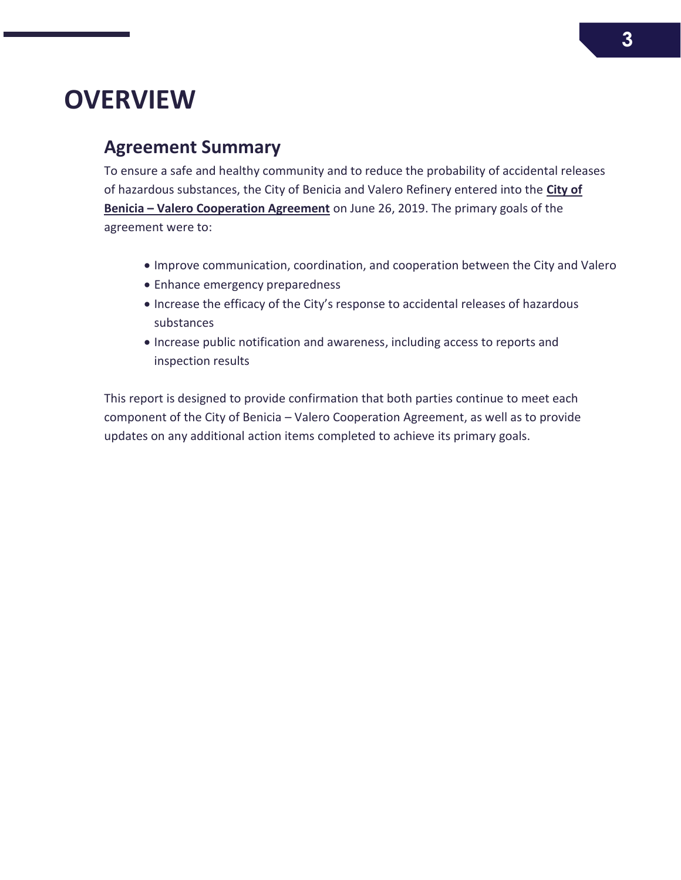# OVERVIEW

## Agreement Summary

To ensure a safe and healthy community and to reduce the probability of accidental releases of hazardous substances, the City of Benicia and Valero Refinery entered into the **City of Benicia – Valero Cooperation Agreement** on June 26, 2019. The primary goals of the agreement were to:

- Improve communication, coordination, and cooperation between the City and Valero
- Enhance emergency preparedness
- Increase the efficacy of the City's response to accidental releases of hazardous substances
- Increase public notification and awareness, including access to reports and inspection results

This report is designed to provide confirmation that both parties continue to meet each component of the City of Benicia – Valero Cooperation Agreement, as well as to provide updates on any additional action items completed to achieve its primary goals.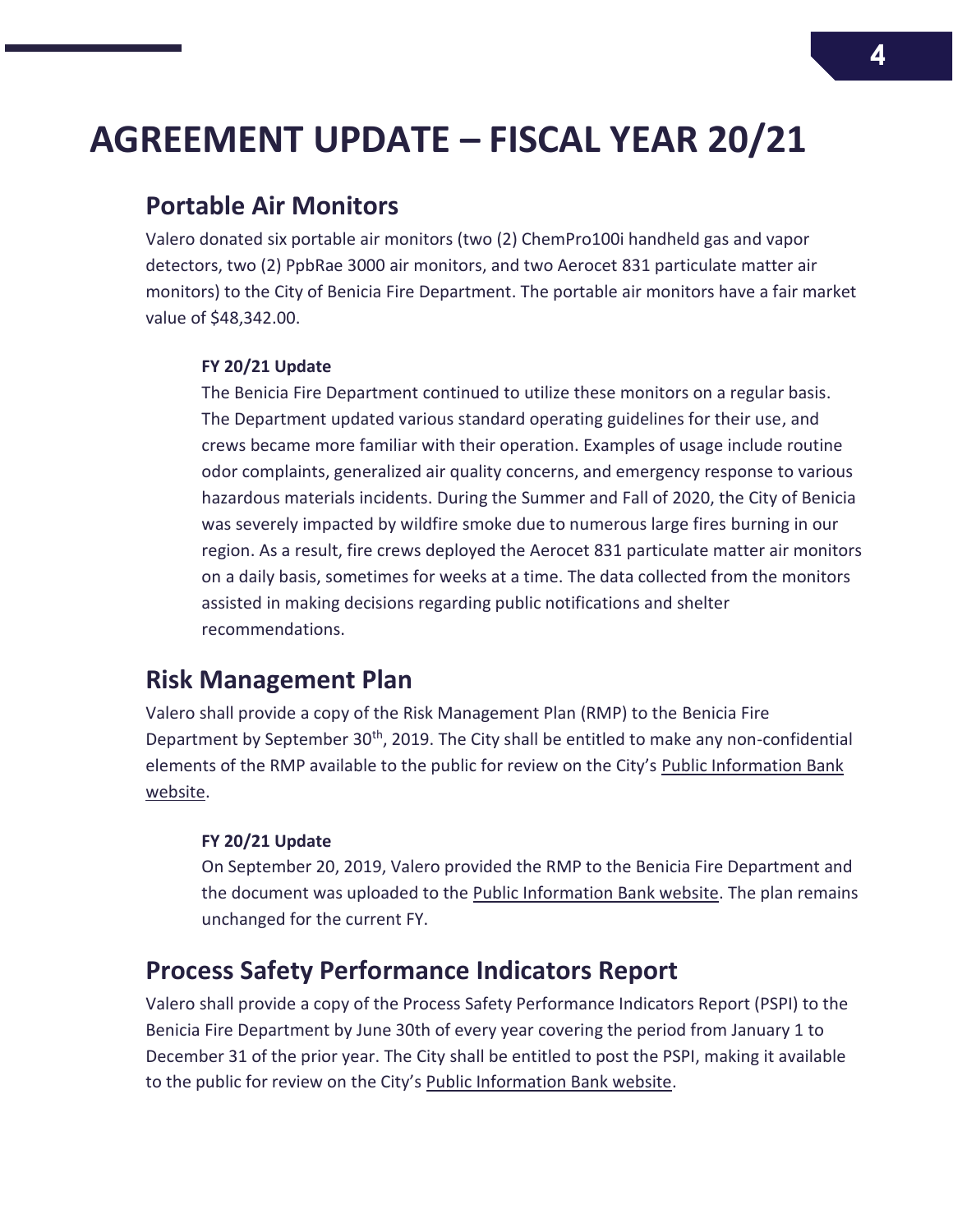# AGREEMENT UPDATE – FISCAL YEAR 20/21

## Portable Air Monitors

Valero donated six portable air monitors (two (2) ChemPro100i handheld gas and vapor detectors, two (2) PpbRae 3000 air monitors, and two Aerocet 831 particulate matter air monitors) to the City of Benicia Fire Department. The portable air monitors have a fair market value of $48,342.00.

**FY 20/21 Update**

The Benicia Fire Department continued to utilize these monitors on a regular basis. The Department updated various standard operating guidelines for their use, and crews became more familiar with their operation. Examples of usage include routine odor complaints, generalized air quality concerns, and emergency response to various hazardous materials incidents. During the Summer and Fall of 2020, the City of Benicia was severely impacted by wildfire smoke due to numerous large fires burning in our region. As a result, fire crews deployed the Aerocet 831 particulate matter air monitors on a daily basis, sometimes for weeks at a time. The data collected from the monitors assisted in making decisions regarding public notifications and shelter recommendations.

## Risk Management Plan

Valero shall provide a copy of the Risk Management Plan (RMP) to the Benicia Fire Department by September 30th, 2019. The City shall be entitled to make any non-confidential elements of the RMP available to the public for review on the City's Public Information Bank website.

**FY 20/21 Update**

On September 20, 2019, Valero provided the RMP to the Benicia Fire Department and the document was uploaded to the Public Information Bank website. The plan remains unchanged for the current FY.

## Process Safety Performance Indicators Report

Valero shall provide a copy of the Process Safety Performance Indicators Report (PSPI) to the Benicia Fire Department by June 30th of every year covering the period from January 1 to December 31 of the prior year. The City shall be entitled to post the PSPI, making it available to the public for review on the City's Public Information Bank website.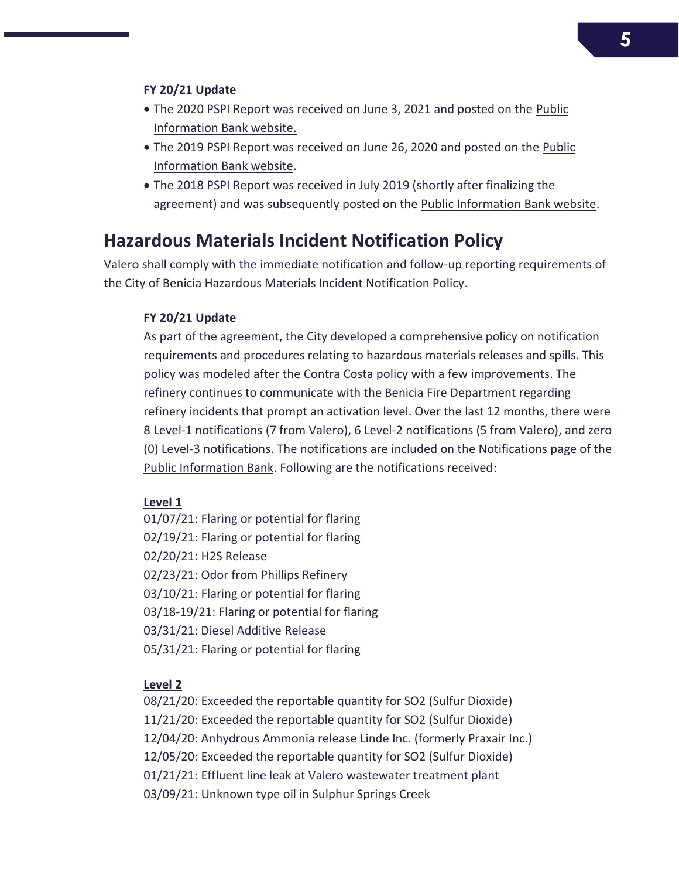#### FY 20/21 Update

- The 2020 PSPI Report was received on June 3, 2021 and posted on the Public Information Bank website.
- The 2019 PSPI Report was received on June 26, 2020 and posted on the Public Information Bank website.
- The 2018 PSPI Report was received in July 2019 (shortly after finalizing the agreement) and was subsequently posted on the Public Information Bank website.

## Hazardous Materials Incident Notification Policy

Valero shall comply with the immediate notification and follow-up reporting requirements of the City of Benicia Hazardous Materials Incident Notification Policy.

#### FY 20/21 Update

As part of the agreement, the City developed a comprehensive policy on notification requirements and procedures relating to hazardous materials releases and spills. This policy was modeled after the Contra Costa policy with a few improvements. The refinery continues to communicate with the Benicia Fire Department regarding refinery incidents that prompt an activation level. Over the last 12 months, there were 8 Level-1 notifications (7 from Valero), 6 Level-2 notifications (5 from Valero), and zero (0) Level-3 notifications. The notifications are included on the Notifications page of the Public Information Bank. Following are the notifications received:

**Level 1**

01/07/21: Flaring or potential for flaring
02/19/21: Flaring or potential for flaring
02/20/21: $H_2S$ Release
02/23/21: Odor from Phillips Refinery
03/10/21: Flaring or potential for flaring
03/18-19/21: Flaring or potential for flaring
03/31/21: Diesel Additive Release
05/31/21: Flaring or potential for flaring

**Level 2**

08/21/20: Exceeded the reportable quantity for $SO_2$ (Sulfur Dioxide)
11/21/20: Exceeded the reportable quantity for $SO_2$ (Sulfur Dioxide)
12/04/20: Anhydrous Ammonia release Linde Inc. (formerly Praxair Inc.)
12/05/20: Exceeded the reportable quantity for $SO_2$ (Sulfur Dioxide)
01/21/21: Effluent line leak at Valero wastewater treatment plant
03/09/21: Unknown type oil in Sulphur Springs Creek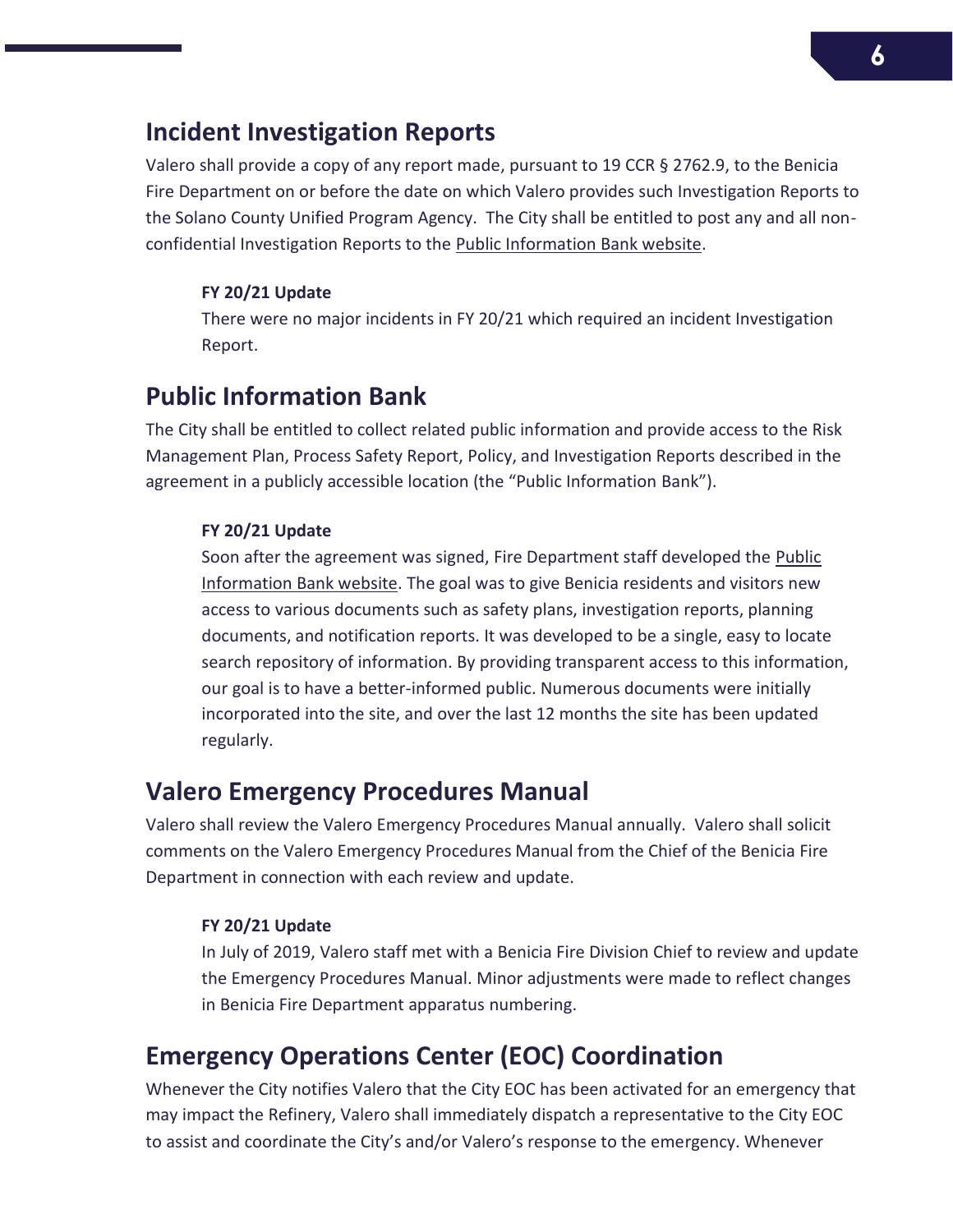## Incident Investigation Reports

Valero shall provide a copy of any report made, pursuant to 19 CCR § 2762.9, to the Benicia Fire Department on or before the date on which Valero provides such Investigation Reports to the Solano County Unified Program Agency. The City shall be entitled to post any and all non-confidential Investigation Reports to the Public Information Bank website.

**FY 20/21 Update**

There were no major incidents in FY 20/21 which required an incident Investigation Report.

## Public Information Bank

The City shall be entitled to collect related public information and provide access to the Risk Management Plan, Process Safety Report, Policy, and Investigation Reports described in the agreement in a publicly accessible location (the "Public Information Bank").

**FY 20/21 Update**

Soon after the agreement was signed, Fire Department staff developed the Public Information Bank website. The goal was to give Benicia residents and visitors new access to various documents such as safety plans, investigation reports, planning documents, and notification reports. It was developed to be a single, easy to locate search repository of information. By providing transparent access to this information, our goal is to have a better-informed public. Numerous documents were initially incorporated into the site, and over the last 12 months the site has been updated regularly.

## Valero Emergency Procedures Manual

Valero shall review the Valero Emergency Procedures Manual annually. Valero shall solicit comments on the Valero Emergency Procedures Manual from the Chief of the Benicia Fire Department in connection with each review and update.

**FY 20/21 Update**

In July of 2019, Valero staff met with a Benicia Fire Division Chief to review and update the Emergency Procedures Manual. Minor adjustments were made to reflect changes in Benicia Fire Department apparatus numbering.

## Emergency Operations Center (EOC) Coordination

Whenever the City notifies Valero that the City EOC has been activated for an emergency that may impact the Refinery, Valero shall immediately dispatch a representative to the City EOC to assist and coordinate the City's and/or Valero's response to the emergency. Whenever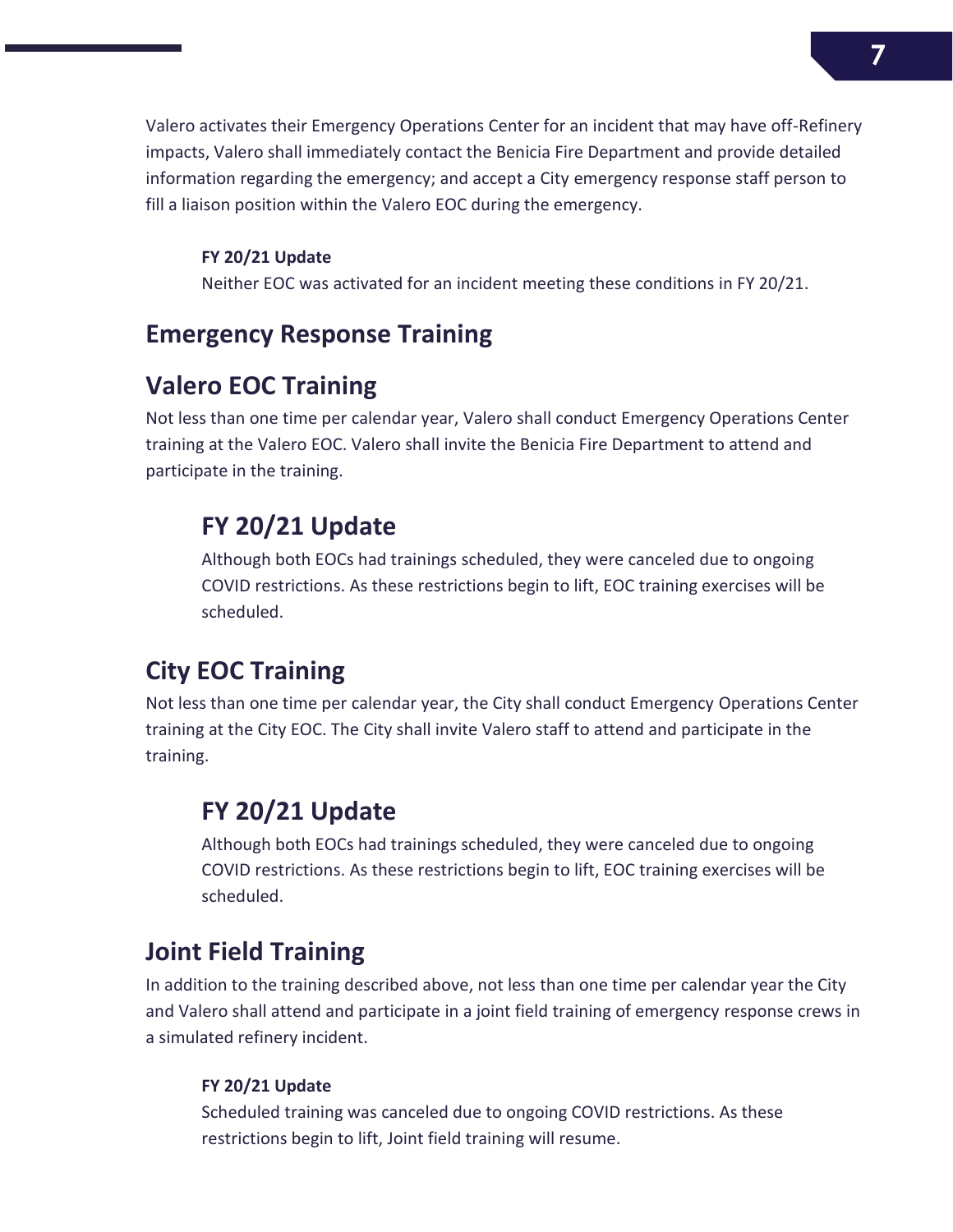Valero activates their Emergency Operations Center for an incident that may have off-Refinery impacts, Valero shall immediately contact the Benicia Fire Department and provide detailed information regarding the emergency; and accept a City emergency response staff person to fill a liaison position within the Valero EOC during the emergency.

**FY 20/21 Update**

Neither EOC was activated for an incident meeting these conditions in FY 20/21.

## Emergency Response Training

## Valero EOC Training

Not less than one time per calendar year, Valero shall conduct Emergency Operations Center training at the Valero EOC. Valero shall invite the Benicia Fire Department to attend and participate in the training.

### FY 20/21 Update

Although both EOCs had trainings scheduled, they were canceled due to ongoing COVID restrictions. As these restrictions begin to lift, EOC training exercises will be scheduled.

## City EOC Training

Not less than one time per calendar year, the City shall conduct Emergency Operations Center training at the City EOC. The City shall invite Valero staff to attend and participate in the training.

### FY 20/21 Update

Although both EOCs had trainings scheduled, they were canceled due to ongoing COVID restrictions. As these restrictions begin to lift, EOC training exercises will be scheduled.

## Joint Field Training

In addition to the training described above, not less than one time per calendar year the City and Valero shall attend and participate in a joint field training of emergency response crews in a simulated refinery incident.

**FY 20/21 Update**

Scheduled training was canceled due to ongoing COVID restrictions. As these restrictions begin to lift, Joint field training will resume.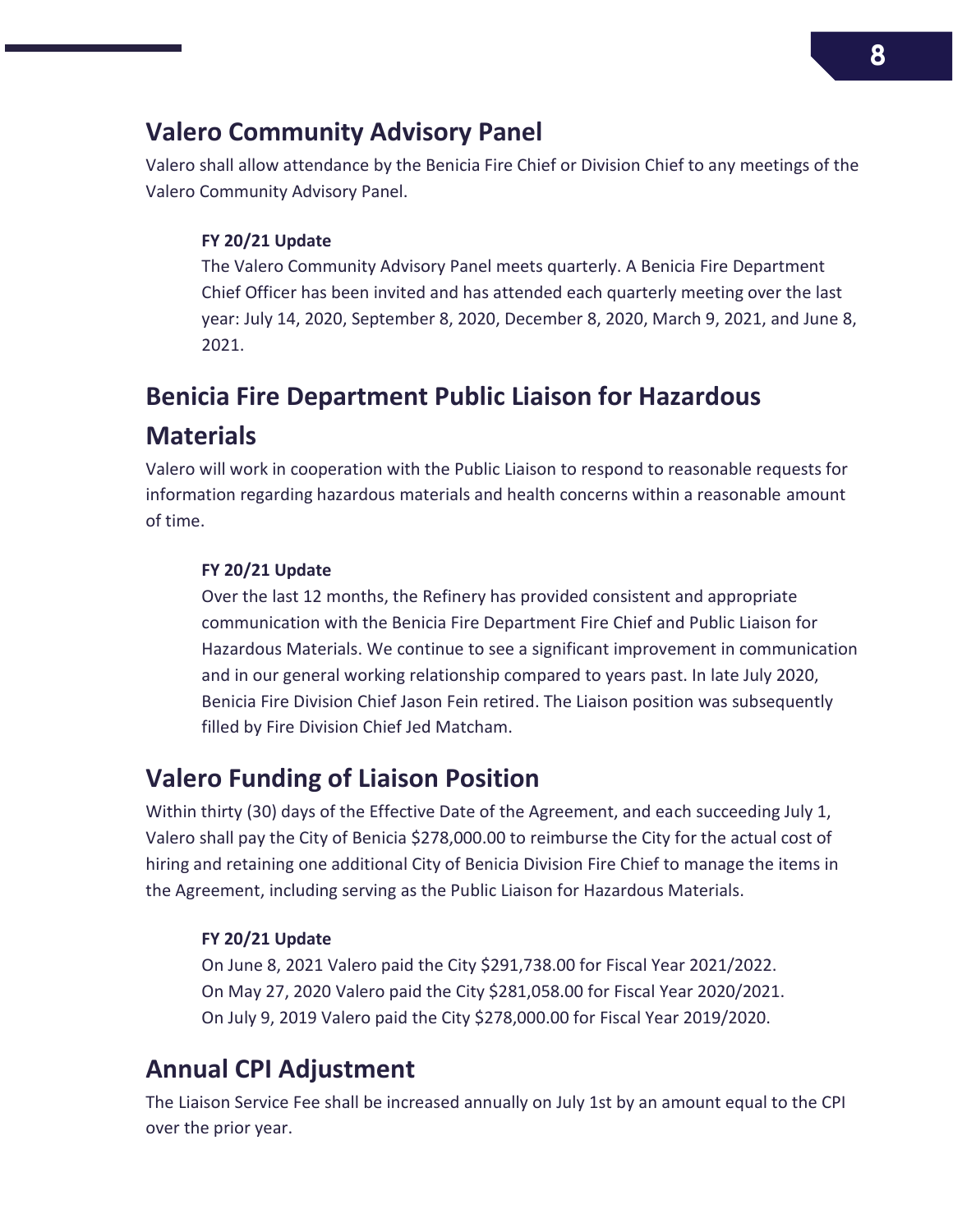## Valero Community Advisory Panel

Valero shall allow attendance by the Benicia Fire Chief or Division Chief to any meetings of the Valero Community Advisory Panel.

**FY 20/21 Update**

The Valero Community Advisory Panel meets quarterly. A Benicia Fire Department Chief Officer has been invited and has attended each quarterly meeting over the last year: July 14, 2020, September 8, 2020, December 8, 2020, March 9, 2021, and June 8, 2021.

## Benicia Fire Department Public Liaison for Hazardous Materials

Valero will work in cooperation with the Public Liaison to respond to reasonable requests for information regarding hazardous materials and health concerns within a reasonable amount of time.

**FY 20/21 Update**

Over the last 12 months, the Refinery has provided consistent and appropriate communication with the Benicia Fire Department Fire Chief and Public Liaison for Hazardous Materials. We continue to see a significant improvement in communication and in our general working relationship compared to years past. In late July 2020, Benicia Fire Division Chief Jason Fein retired. The Liaison position was subsequently filled by Fire Division Chief Jed Matcham.

## Valero Funding of Liaison Position

Within thirty (30) days of the Effective Date of the Agreement, and each succeeding July 1, Valero shall pay the City of Benicia $278,000.00 to reimburse the City for the actual cost of hiring and retaining one additional City of Benicia Division Fire Chief to manage the items in the Agreement, including serving as the Public Liaison for Hazardous Materials.

**FY 20/21 Update**

On June 8, 2021 Valero paid the City $291,738.00 for Fiscal Year 2021/2022.
On May 27, 2020 Valero paid the City $281,058.00 for Fiscal Year 2020/2021.
On July 9, 2019 Valero paid the City $278,000.00 for Fiscal Year 2019/2020.

## Annual CPI Adjustment

The Liaison Service Fee shall be increased annually on July 1st by an amount equal to the CPI over the prior year.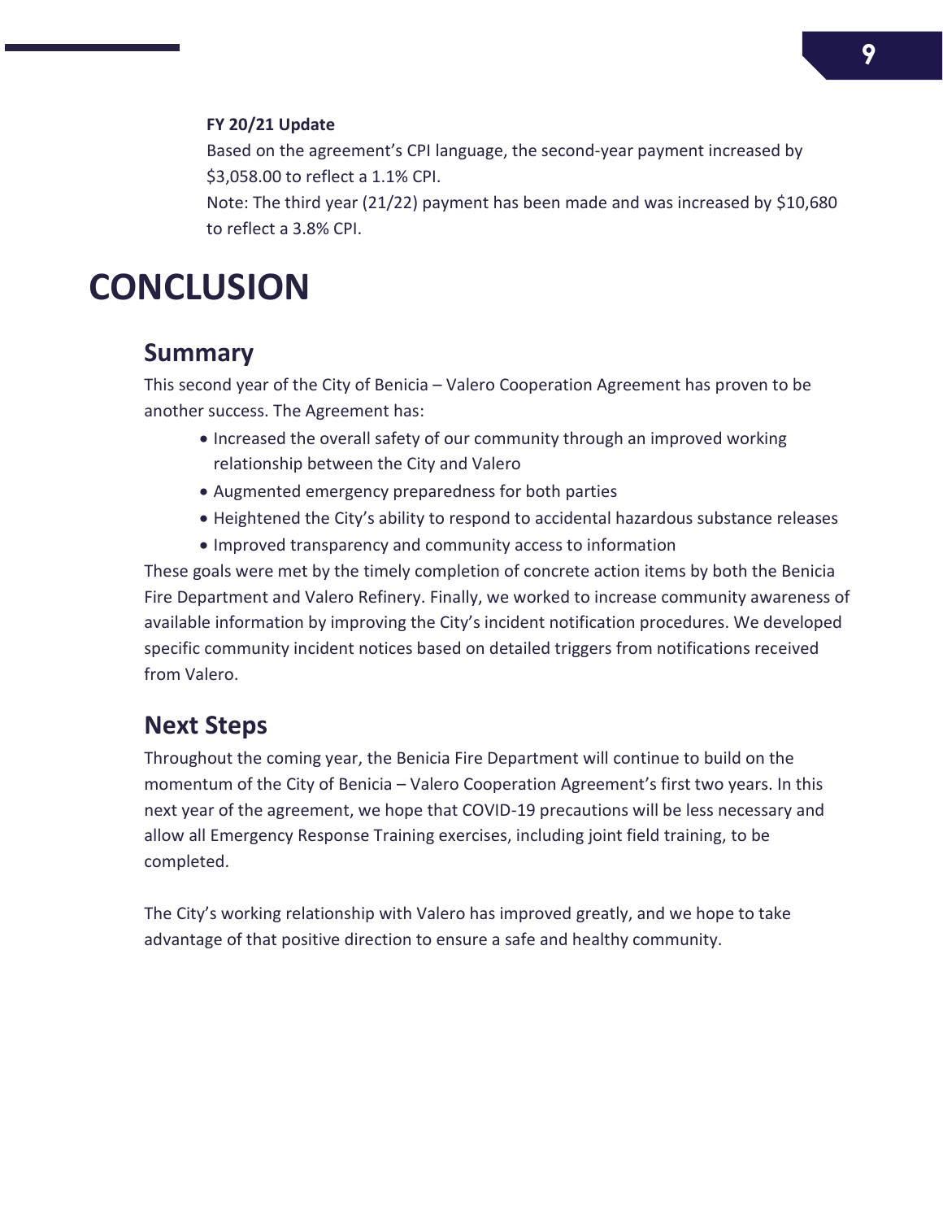**FY 20/21 Update**

Based on the agreement's CPI language, the second-year payment increased by $3,058.00 to reflect a 1.1% CPI.

Note: The third year (21/22) payment has been made and was increased by $10,680 to reflect a 3.8% CPI.

# CONCLUSION

## Summary

This second year of the City of Benicia – Valero Cooperation Agreement has proven to be another success. The Agreement has:

- Increased the overall safety of our community through an improved working relationship between the City and Valero
- Augmented emergency preparedness for both parties
- Heightened the City's ability to respond to accidental hazardous substance releases
- Improved transparency and community access to information

These goals were met by the timely completion of concrete action items by both the Benicia Fire Department and Valero Refinery. Finally, we worked to increase community awareness of available information by improving the City's incident notification procedures. We developed specific community incident notices based on detailed triggers from notifications received from Valero.

## Next Steps

Throughout the coming year, the Benicia Fire Department will continue to build on the momentum of the City of Benicia – Valero Cooperation Agreement's first two years. In this next year of the agreement, we hope that COVID-19 precautions will be less necessary and allow all Emergency Response Training exercises, including joint field training, to be completed.

The City's working relationship with Valero has improved greatly, and we hope to take advantage of that positive direction to ensure a safe and healthy community.